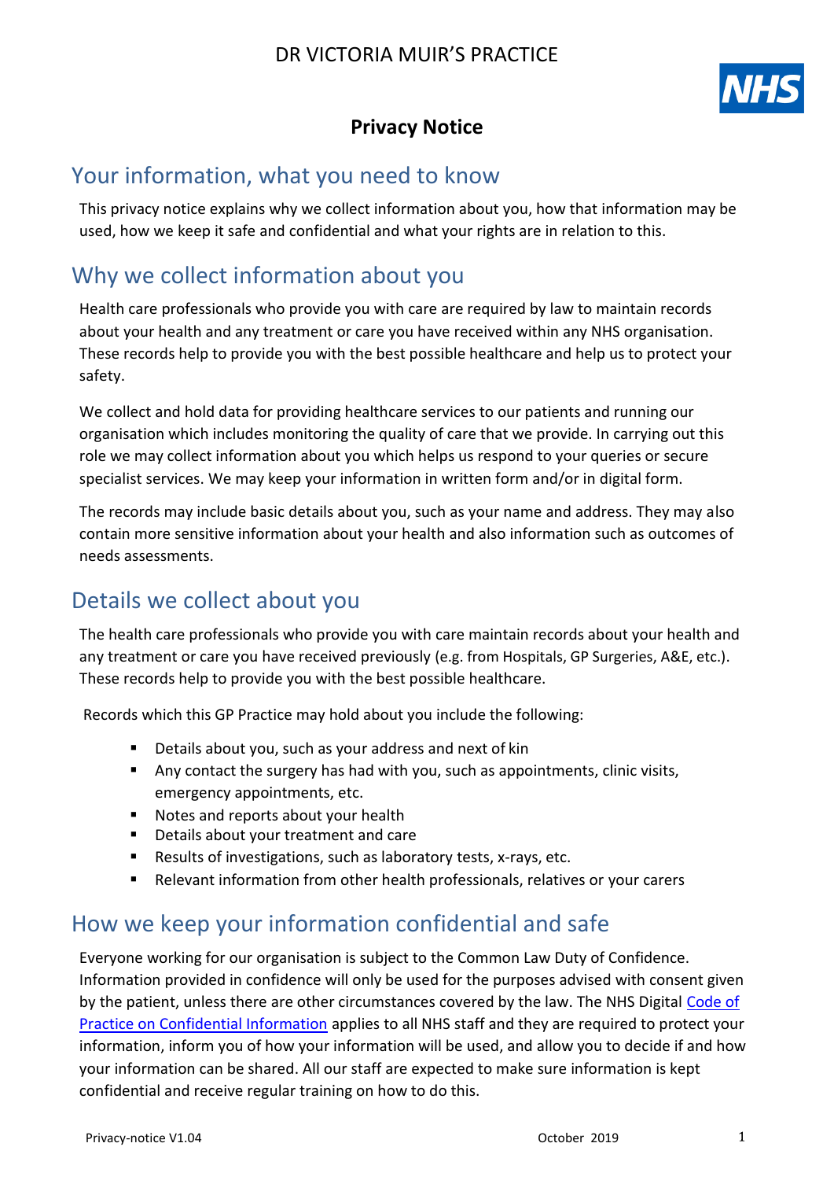# DR VICTORIA MUIR'S PRACTICE

## Privacy Notice

## Your information, what you need to know

This privacy notice explains why we collect information about you, how that information may be used, how we keep it safe and confidential and what your rights are in relation to this.

## Why we collect information about you

Health care professionals who provide you with care are required by law to maintain records about your health and any treatment or care you have received within any NHS organisation. These records help to provide you with the best possible healthcare and help us to protect your safety.

We collect and hold data for providing healthcare services to our patients and running our organisation which includes monitoring the quality of care that we provide. In carrying out this role we may collect information about you which helps us respond to your queries or secure specialist services. We may keep your information in written form and/or in digital form.

The records may include basic details about you, such as your name and address. They may also contain more sensitive information about your health and also information such as outcomes of needs assessments.

## Details we collect about you

The health care professionals who provide you with care maintain records about your health and any treatment or care you have received previously (e.g. from Hospitals, GP Surgeries, A&E, etc.). These records help to provide you with the best possible healthcare.

Records which this GP Practice may hold about you include the following:

- Details about you, such as your address and next of kin
- Any contact the surgery has had with you, such as appointments, clinic visits, emergency appointments, etc.
- Notes and reports about your health
- Details about your treatment and care
- Results of investigations, such as laboratory tests, x-rays, etc.
- Relevant information from other health professionals, relatives or your carers

## How we keep your information confidential and safe

Everyone working for our organisation is subject to the Common Law Duty of Confidence. Information provided in confidence will only be used for the purposes advised with consent given by the patient, unless there are other circumstances covered by the law. The NHS Digital Code of Practice on Confidential Information applies to all NHS staff and they are required to protect your information, inform you of how your information will be used, and allow you to decide if and how your information can be shared. All our staff are expected to make sure information is kept confidential and receive regular training on how to do this.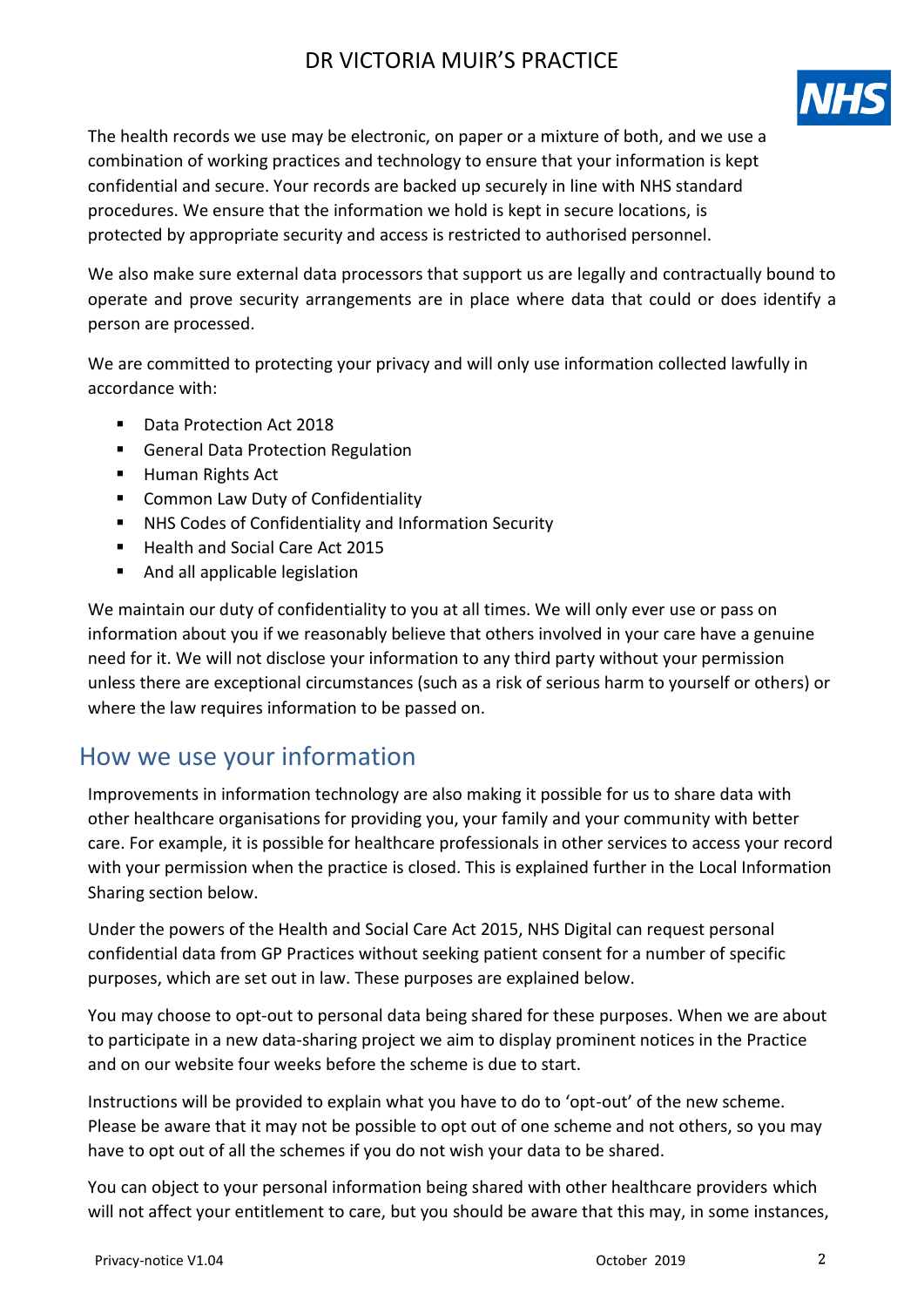The health records we use may be electronic, on paper or a mixture of both, and we use a combination of working practices and technology to ensure that your information is kept confidential and secure. Your records are backed up securely in line with NHS standard procedures. We ensure that the information we hold is kept in secure locations, is protected by appropriate security and access is restricted to authorised personnel.

We also make sure external data processors that support us are legally and contractually bound to operate and prove security arrangements are in place where data that could or does identify a person are processed.

We are committed to protecting your privacy and will only use information collected lawfully in accordance with:

- Data Protection Act 2018
- General Data Protection Regulation
- Human Rights Act
- Common Law Duty of Confidentiality
- NHS Codes of Confidentiality and Information Security
- Health and Social Care Act 2015
- And all applicable legislation

We maintain our duty of confidentiality to you at all times. We will only ever use or pass on information about you if we reasonably believe that others involved in your care have a genuine need for it. We will not disclose your information to any third party without your permission unless there are exceptional circumstances (such as a risk of serious harm to yourself or others) or where the law requires information to be passed on.

## How we use your information

Improvements in information technology are also making it possible for us to share data with other healthcare organisations for providing you, your family and your community with better care. For example, it is possible for healthcare professionals in other services to access your record with your permission when the practice is closed. This is explained further in the Local Information Sharing section below.

Under the powers of the Health and Social Care Act 2015, NHS Digital can request personal confidential data from GP Practices without seeking patient consent for a number of specific purposes, which are set out in law. These purposes are explained below.

You may choose to opt-out to personal data being shared for these purposes. When we are about to participate in a new data-sharing project we aim to display prominent notices in the Practice and on our website four weeks before the scheme is due to start.

Instructions will be provided to explain what you have to do to 'opt-out' of the new scheme. Please be aware that it may not be possible to opt out of one scheme and not others, so you may have to opt out of all the schemes if you do not wish your data to be shared.

You can object to your personal information being shared with other healthcare providers which will not affect your entitlement to care, but you should be aware that this may, in some instances,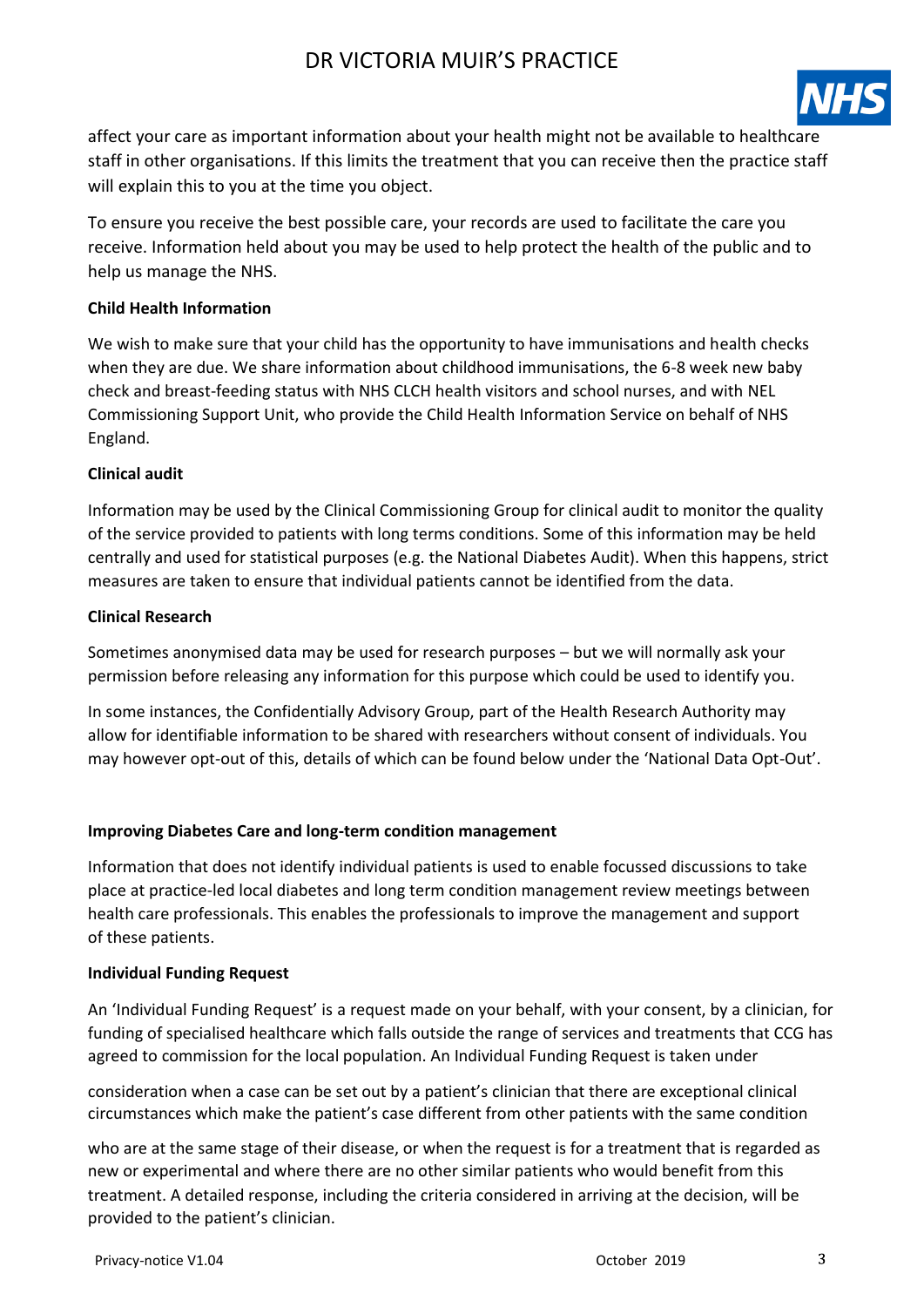affect your care as important information about your health might not be available to healthcare staff in other organisations. If this limits the treatment that you can receive then the practice staff will explain this to you at the time you object.

To ensure you receive the best possible care, your records are used to facilitate the care you receive. Information held about you may be used to help protect the health of the public and to help us manage the NHS.

**Child Health Information**

We wish to make sure that your child has the opportunity to have immunisations and health checks when they are due. We share information about childhood immunisations, the 6-8 week new baby check and breast-feeding status with NHS CLCH health visitors and school nurses, and with NEL Commissioning Support Unit, who provide the Child Health Information Service on behalf of NHS England.

**Clinical audit**

Information may be used by the Clinical Commissioning Group for clinical audit to monitor the quality of the service provided to patients with long terms conditions. Some of this information may be held centrally and used for statistical purposes (e.g. the National Diabetes Audit). When this happens, strict measures are taken to ensure that individual patients cannot be identified from the data.

**Clinical Research**

Sometimes anonymised data may be used for research purposes – but we will normally ask your permission before releasing any information for this purpose which could be used to identify you.

In some instances, the Confidentially Advisory Group, part of the Health Research Authority may allow for identifiable information to be shared with researchers without consent of individuals. You may however opt-out of this, details of which can be found below under the 'National Data Opt-Out'.

**Improving Diabetes Care and long-term condition management**

Information that does not identify individual patients is used to enable focussed discussions to take place at practice-led local diabetes and long term condition management review meetings between health care professionals. This enables the professionals to improve the management and support of these patients.

**Individual Funding Request**

An 'Individual Funding Request' is a request made on your behalf, with your consent, by a clinician, for funding of specialised healthcare which falls outside the range of services and treatments that CCG has agreed to commission for the local population. An Individual Funding Request is taken under consideration when a case can be set out by a patient's clinician that there are exceptional clinical circumstances which make the patient's case different from other patients with the same condition who are at the same stage of their disease, or when the request is for a treatment that is regarded as new or experimental and where there are no other similar patients who would benefit from this treatment. A detailed response, including the criteria considered in arriving at the decision, will be provided to the patient's clinician.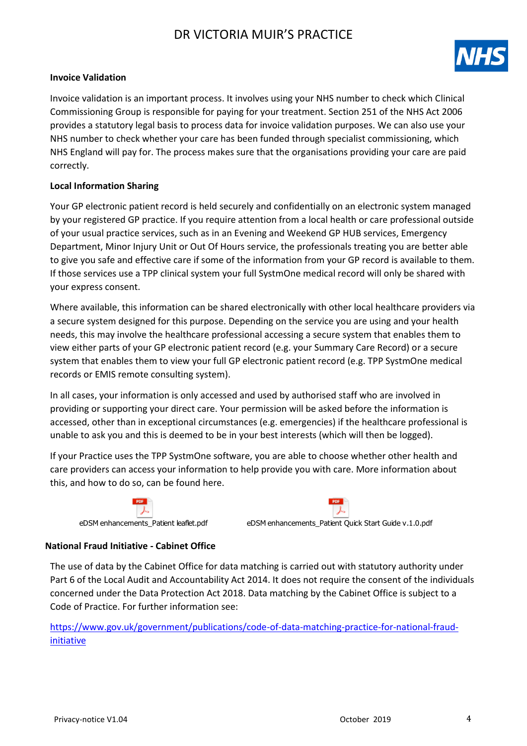### Invoice Validation

Invoice validation is an important process. It involves using your NHS number to check which Clinical Commissioning Group is responsible for paying for your treatment. Section 251 of the NHS Act 2006 provides a statutory legal basis to process data for invoice validation purposes. We can also use your NHS number to check whether your care has been funded through specialist commissioning, which NHS England will pay for. The process makes sure that the organisations providing your care are paid correctly.

### Local Information Sharing

Your GP electronic patient record is held securely and confidentially on an electronic system managed by your registered GP practice. If you require attention from a local health or care professional outside of your usual practice services, such as in an Evening and Weekend GP HUB services, Emergency Department, Minor Injury Unit or Out Of Hours service, the professionals treating you are better able to give you safe and effective care if some of the information from your GP record is available to them. If those services use a TPP clinical system your full SystmOne medical record will only be shared with your express consent.

Where available, this information can be shared electronically with other local healthcare providers via a secure system designed for this purpose. Depending on the service you are using and your health needs, this may involve the healthcare professional accessing a secure system that enables them to view either parts of your GP electronic patient record (e.g. your Summary Care Record) or a secure system that enables them to view your full GP electronic patient record (e.g. TPP SystmOne medical records or EMIS remote consulting system).

In all cases, your information is only accessed and used by authorised staff who are involved in providing or supporting your direct care. Your permission will be asked before the information is accessed, other than in exceptional circumstances (e.g. emergencies) if the healthcare professional is unable to ask you and this is deemed to be in your best interests (which will then be logged).

If your Practice uses the TPP SystmOne software, you are able to choose whether other health and care providers can access your information to help provide you with care. More information about this, and how to do so, can be found here.

eDSM enhancements_Patient leaflet.pdf

eDSM enhancements_Patient Quick Start Guide v.1.0.pdf

### National Fraud Initiative - Cabinet Office

The use of data by the Cabinet Office for data matching is carried out with statutory authority under Part 6 of the Local Audit and Accountability Act 2014. It does not require the consent of the individuals concerned under the Data Protection Act 2018. Data matching by the Cabinet Office is subject to a Code of Practice. For further information see:

https://www.gov.uk/government/publications/code-of-data-matching-practice-for-national-fraud-initiative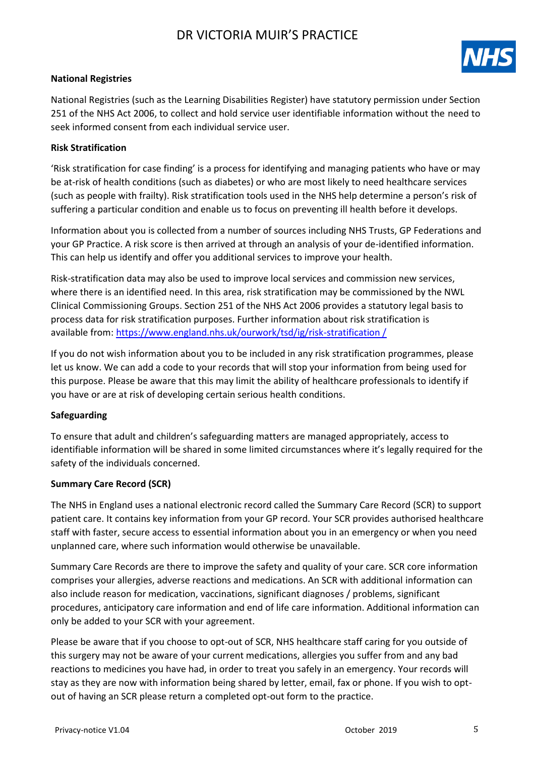### National Registries

National Registries (such as the Learning Disabilities Register) have statutory permission under Section 251 of the NHS Act 2006, to collect and hold service user identifiable information without the need to seek informed consent from each individual service user.

### Risk Stratification

'Risk stratification for case finding' is a process for identifying and managing patients who have or may be at-risk of health conditions (such as diabetes) or who are most likely to need healthcare services (such as people with frailty). Risk stratification tools used in the NHS help determine a person's risk of suffering a particular condition and enable us to focus on preventing ill health before it develops.

Information about you is collected from a number of sources including NHS Trusts, GP Federations and your GP Practice. A risk score is then arrived at through an analysis of your de-identified information. This can help us identify and offer you additional services to improve your health.

Risk-stratification data may also be used to improve local services and commission new services, where there is an identified need. In this area, risk stratification may be commissioned by the NWL Clinical Commissioning Groups. Section 251 of the NHS Act 2006 provides a statutory legal basis to process data for risk stratification purposes. Further information about risk stratification is available from: [https://www.england.nhs.uk/ourwork/tsd/ig/risk-stratification /](https://www.england.nhs.uk/ourwork/tsd/ig/risk-stratification/)

If you do not wish information about you to be included in any risk stratification programmes, please let us know. We can add a code to your records that will stop your information from being used for this purpose. Please be aware that this may limit the ability of healthcare professionals to identify if you have or are at risk of developing certain serious health conditions.

### Safeguarding

To ensure that adult and children's safeguarding matters are managed appropriately, access to identifiable information will be shared in some limited circumstances where it's legally required for the safety of the individuals concerned.

### Summary Care Record (SCR)

The NHS in England uses a national electronic record called the Summary Care Record (SCR) to support patient care. It contains key information from your GP record. Your SCR provides authorised healthcare staff with faster, secure access to essential information about you in an emergency or when you need unplanned care, where such information would otherwise be unavailable.

Summary Care Records are there to improve the safety and quality of your care. SCR core information comprises your allergies, adverse reactions and medications. An SCR with additional information can also include reason for medication, vaccinations, significant diagnoses / problems, significant procedures, anticipatory care information and end of life care information. Additional information can only be added to your SCR with your agreement.

Please be aware that if you choose to opt-out of SCR, NHS healthcare staff caring for you outside of this surgery may not be aware of your current medications, allergies you suffer from and any bad reactions to medicines you have had, in order to treat you safely in an emergency. Your records will stay as they are now with information being shared by letter, email, fax or phone. If you wish to opt-out of having an SCR please return a completed opt-out form to the practice.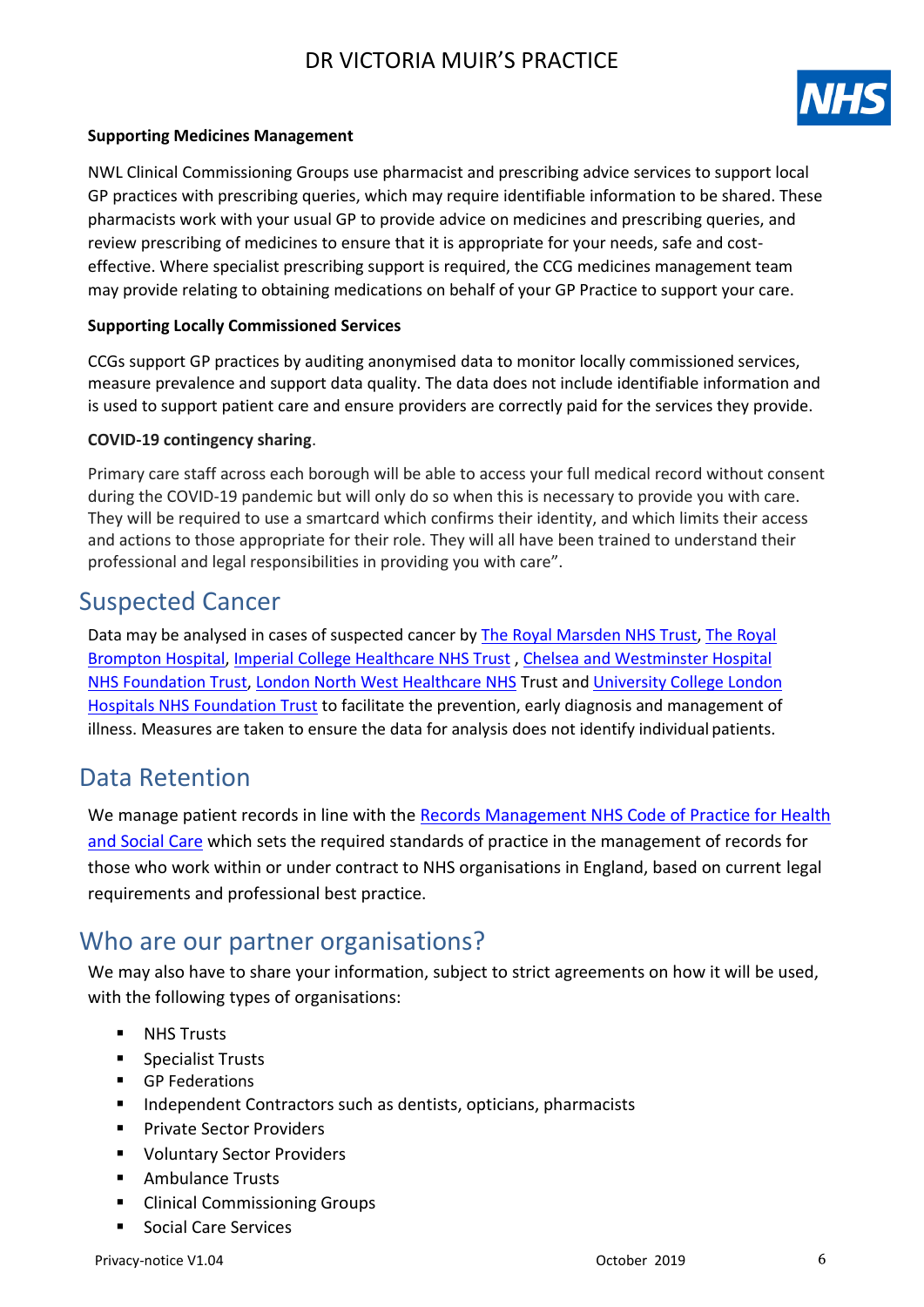**Supporting Medicines Management**

NWL Clinical Commissioning Groups use pharmacist and prescribing advice services to support local GP practices with prescribing queries, which may require identifiable information to be shared. These pharmacists work with your usual GP to provide advice on medicines and prescribing queries, and review prescribing of medicines to ensure that it is appropriate for your needs, safe and cost-effective. Where specialist prescribing support is required, the CCG medicines management team may provide relating to obtaining medications on behalf of your GP Practice to support your care.

**Supporting Locally Commissioned Services**

CCGs support GP practices by auditing anonymised data to monitor locally commissioned services, measure prevalence and support data quality. The data does not include identifiable information and is used to support patient care and ensure providers are correctly paid for the services they provide.

**COVID-19 contingency sharing**.

Primary care staff across each borough will be able to access your full medical record without consent during the COVID-19 pandemic but will only do so when this is necessary to provide you with care. They will be required to use a smartcard which confirms their identity, and which limits their access and actions to those appropriate for their role. They will all have been trained to understand their professional and legal responsibilities in providing you with care".

## Suspected Cancer

Data may be analysed in cases of suspected cancer by The Royal Marsden NHS Trust, The Royal Brompton Hospital, Imperial College Healthcare NHS Trust , Chelsea and Westminster Hospital NHS Foundation Trust, London North West Healthcare NHS Trust and University College London Hospitals NHS Foundation Trust to facilitate the prevention, early diagnosis and management of illness. Measures are taken to ensure the data for analysis does not identify individual patients.

## Data Retention

We manage patient records in line with the Records Management NHS Code of Practice for Health and Social Care which sets the required standards of practice in the management of records for those who work within or under contract to NHS organisations in England, based on current legal requirements and professional best practice.

## Who are our partner organisations?

We may also have to share your information, subject to strict agreements on how it will be used, with the following types of organisations:

- NHS Trusts
- Specialist Trusts
- GP Federations
- Independent Contractors such as dentists, opticians, pharmacists
- Private Sector Providers
- Voluntary Sector Providers
- Ambulance Trusts
- Clinical Commissioning Groups
- Social Care Services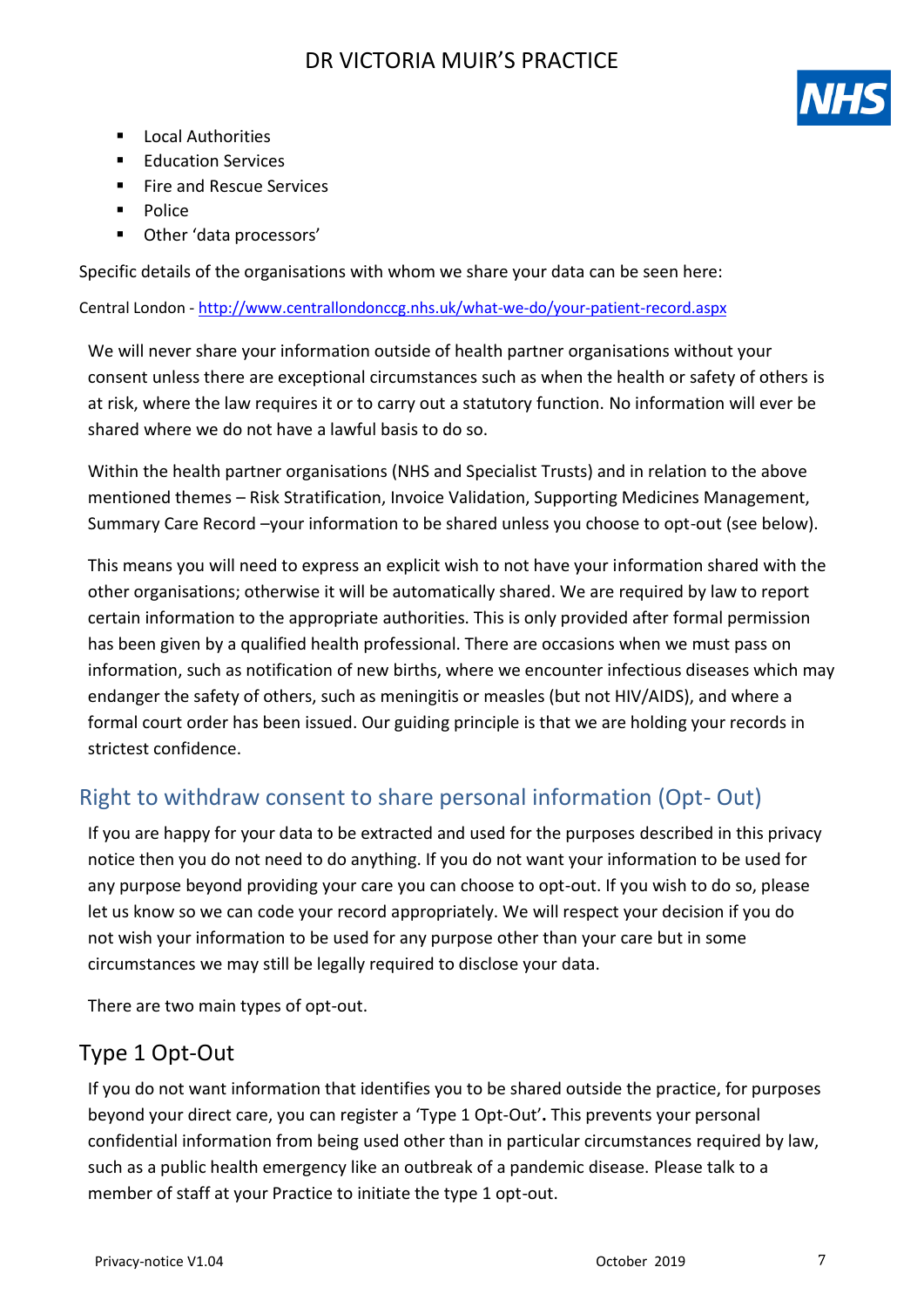- Local Authorities
- Education Services
- Fire and Rescue Services
- Police
- Other 'data processors'

Specific details of the organisations with whom we share your data can be seen here:

Central London - [http://www.centrallondonccg.nhs.uk/what-we-do/your-patient-record.aspx](http://www.centrallondonccg.nhs.uk/what-we-do/your-patient-record.aspx)

We will never share your information outside of health partner organisations without your consent unless there are exceptional circumstances such as when the health or safety of others is at risk, where the law requires it or to carry out a statutory function. No information will ever be shared where we do not have a lawful basis to do so.

Within the health partner organisations (NHS and Specialist Trusts) and in relation to the above mentioned themes – Risk Stratification, Invoice Validation, Supporting Medicines Management, Summary Care Record –your information to be shared unless you choose to opt-out (see below).

This means you will need to express an explicit wish to not have your information shared with the other organisations; otherwise it will be automatically shared. We are required by law to report certain information to the appropriate authorities. This is only provided after formal permission has been given by a qualified health professional. There are occasions when we must pass on information, such as notification of new births, where we encounter infectious diseases which may endanger the safety of others, such as meningitis or measles (but not HIV/AIDS), and where a formal court order has been issued. Our guiding principle is that we are holding your records in strictest confidence.

## Right to withdraw consent to share personal information (Opt- Out)

If you are happy for your data to be extracted and used for the purposes described in this privacy notice then you do not need to do anything. If you do not want your information to be used for any purpose beyond providing your care you can choose to opt-out. If you wish to do so, please let us know so we can code your record appropriately. We will respect your decision if you do not wish your information to be used for any purpose other than your care but in some circumstances we may still be legally required to disclose your data.

There are two main types of opt-out.

## Type 1 Opt-Out

If you do not want information that identifies you to be shared outside the practice, for purposes beyond your direct care, you can register a 'Type 1 Opt-Out'**.** This prevents your personal confidential information from being used other than in particular circumstances required by law, such as a public health emergency like an outbreak of a pandemic disease. Please talk to a member of staff at your Practice to initiate the type 1 opt-out.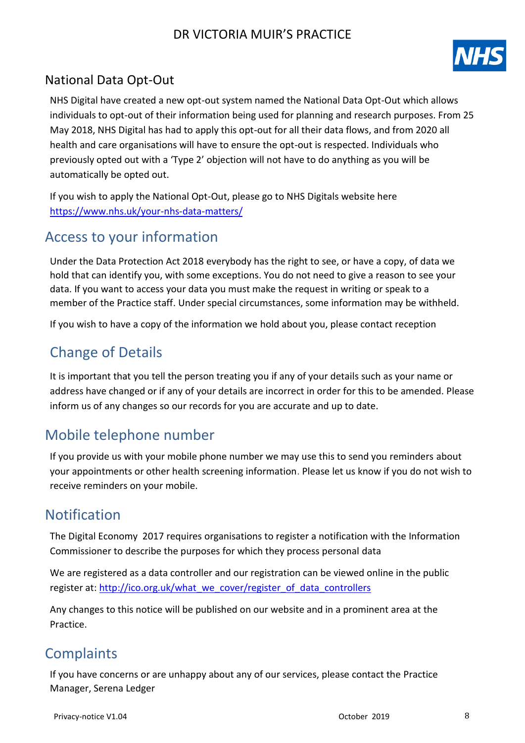## National Data Opt-Out

NHS Digital have created a new opt-out system named the National Data Opt-Out which allows individuals to opt-out of their information being used for planning and research purposes. From 25 May 2018, NHS Digital has had to apply this opt-out for all their data flows, and from 2020 all health and care organisations will have to ensure the opt-out is respected. Individuals who previously opted out with a 'Type 2' objection will not have to do anything as you will be automatically be opted out.

If you wish to apply the National Opt-Out, please go to NHS Digitals website here https://www.nhs.uk/your-nhs-data-matters/

## Access to your information

Under the Data Protection Act 2018 everybody has the right to see, or have a copy, of data we hold that can identify you, with some exceptions. You do not need to give a reason to see your data. If you want to access your data you must make the request in writing or speak to a member of the Practice staff. Under special circumstances, some information may be withheld.

If you wish to have a copy of the information we hold about you, please contact reception

## Change of Details

It is important that you tell the person treating you if any of your details such as your name or address have changed or if any of your details are incorrect in order for this to be amended. Please inform us of any changes so our records for you are accurate and up to date.

## Mobile telephone number

If you provide us with your mobile phone number we may use this to send you reminders about your appointments or other health screening information. Please let us know if you do not wish to receive reminders on your mobile.

## Notification

The Digital Economy 2017 requires organisations to register a notification with the Information Commissioner to describe the purposes for which they process personal data

We are registered as a data controller and our registration can be viewed online in the public register at: http://ico.org.uk/what_we_cover/register_of_data_controllers

Any changes to this notice will be published on our website and in a prominent area at the Practice.

## Complaints

If you have concerns or are unhappy about any of our services, please contact the Practice Manager, Serena Ledger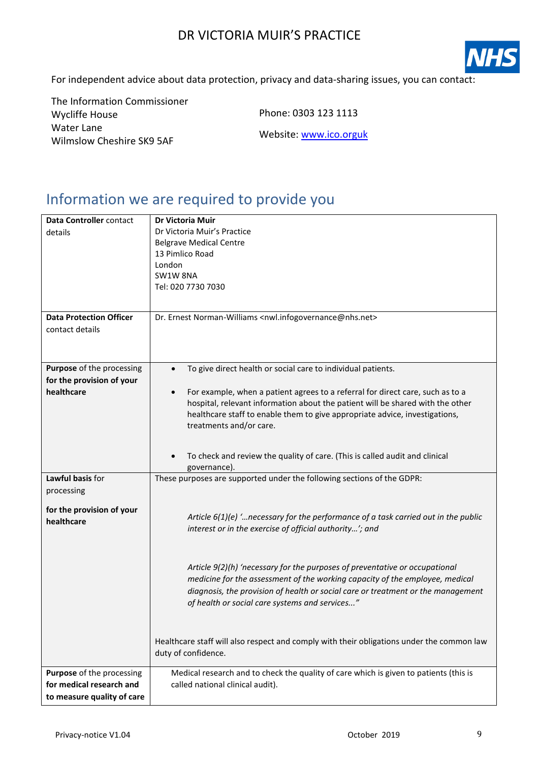For independent advice about data protection, privacy and data-sharing issues, you can contact:

The Information Commissioner
Wycliffe House
Water Lane
Wilmslow Cheshire SK9 5AF

Phone: 0303 123 1113

Website: [www.ico.orguk](www.ico.orguk)

## Information we are required to provide you

| | |
|---|---|
| **Data Controller** contact details | **Dr Victoria Muir**<br>Dr Victoria Muir's Practice<br>Belgrave Medical Centre<br>13 Pimlico Road<br>London<br>SW1W 8NA<br>Tel: 020 7730 7030 |
| **Data Protection Officer** contact details | Dr. Ernest Norman-Williams <nwl.infogovernance@nhs.net> |
| **Purpose** of the processing **for the provision of your healthcare** | • To give direct health or social care to individual patients.<br>• For example, when a patient agrees to a referral for direct care, such as to a hospital, relevant information about the patient will be shared with the other healthcare staff to enable them to give appropriate advice, investigations, treatments and/or care.<br>• To check and review the quality of care. (This is called audit and clinical governance). |
| **Lawful basis** for processing<br><br>**for the provision of your healthcare** | These purposes are supported under the following sections of the GDPR:<br><br>*Article 6(1)(e) '…necessary for the performance of a task carried out in the public interest or in the exercise of official authority…'; and*<br><br>*Article 9(2)(h) 'necessary for the purposes of preventative or occupational medicine for the assessment of the working capacity of the employee, medical diagnosis, the provision of health or social care or treatment or the management of health or social care systems and services..."*<br><br>Healthcare staff will also respect and comply with their obligations under the common law duty of confidence. |
| **Purpose** of the processing **for medical research and to measure quality of care** | Medical research and to check the quality of care which is given to patients (this is called national clinical audit). |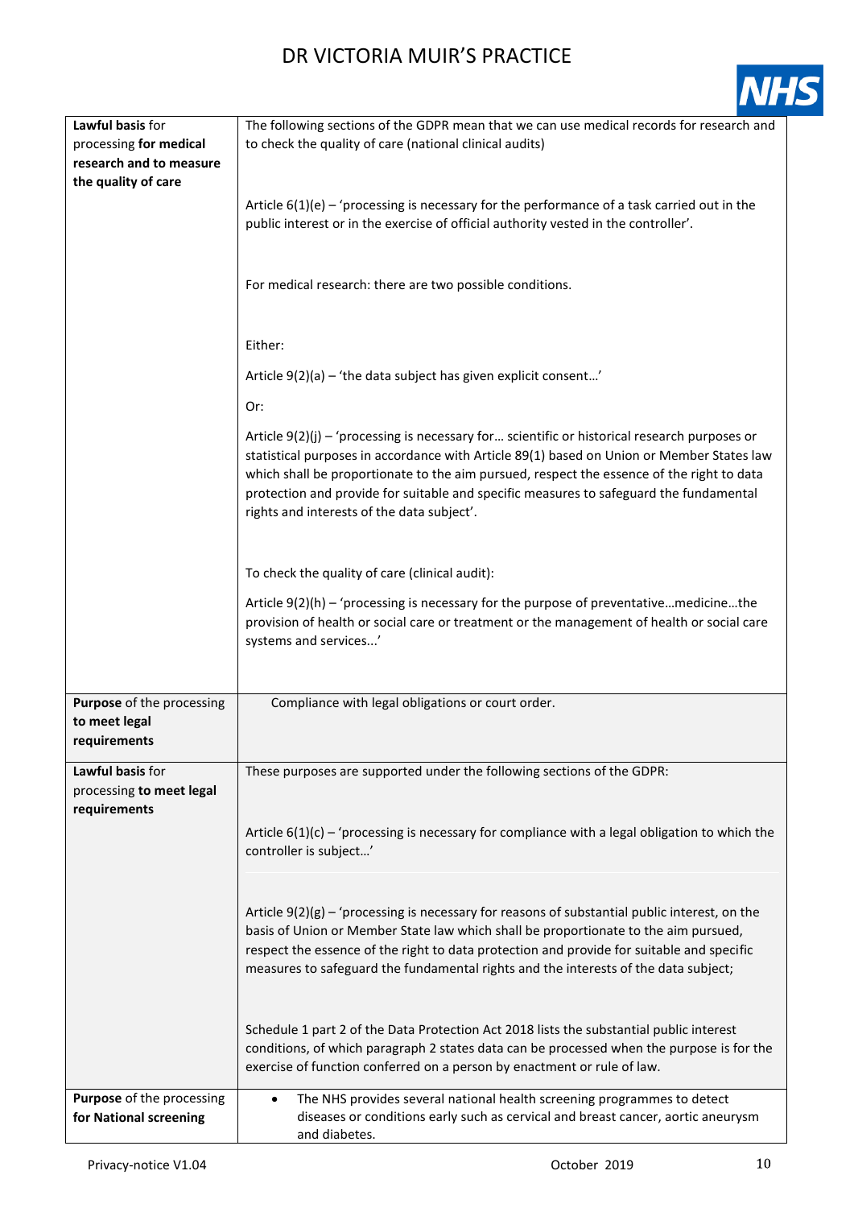| | |
|---|---|
| **Lawful basis** for processing **for medical research and to measure the quality of care** | The following sections of the GDPR mean that we can use medical records for research and to check the quality of care (national clinical audits)<br><br>Article 6(1)(e) – 'processing is necessary for the performance of a task carried out in the public interest or in the exercise of official authority vested in the controller'.<br><br>For medical research: there are two possible conditions.<br><br>Either:<br><br>Article 9(2)(a) – 'the data subject has given explicit consent…'<br><br>Or:<br><br>Article 9(2)(j) – 'processing is necessary for… scientific or historical research purposes or statistical purposes in accordance with Article 89(1) based on Union or Member States law which shall be proportionate to the aim pursued, respect the essence of the right to data protection and provide for suitable and specific measures to safeguard the fundamental rights and interests of the data subject'.<br><br>To check the quality of care (clinical audit):<br><br>Article 9(2)(h) – 'processing is necessary for the purpose of preventative…medicine…the provision of health or social care or treatment or the management of health or social care systems and services...' |
| **Purpose** of the processing **to meet legal requirements** | Compliance with legal obligations or court order. |
| **Lawful basis** for processing **to meet legal requirements** | These purposes are supported under the following sections of the GDPR:<br><br>Article 6(1)(c) – 'processing is necessary for compliance with a legal obligation to which the controller is subject…'<br><br>Article 9(2)(g) – 'processing is necessary for reasons of substantial public interest, on the basis of Union or Member State law which shall be proportionate to the aim pursued, respect the essence of the right to data protection and provide for suitable and specific measures to safeguard the fundamental rights and the interests of the data subject;<br><br>Schedule 1 part 2 of the Data Protection Act 2018 lists the substantial public interest conditions, of which paragraph 2 states data can be processed when the purpose is for the exercise of function conferred on a person by enactment or rule of law. |
| **Purpose** of the processing **for National screening** | • The NHS provides several national health screening programmes to detect diseases or conditions early such as cervical and breast cancer, aortic aneurysm and diabetes. |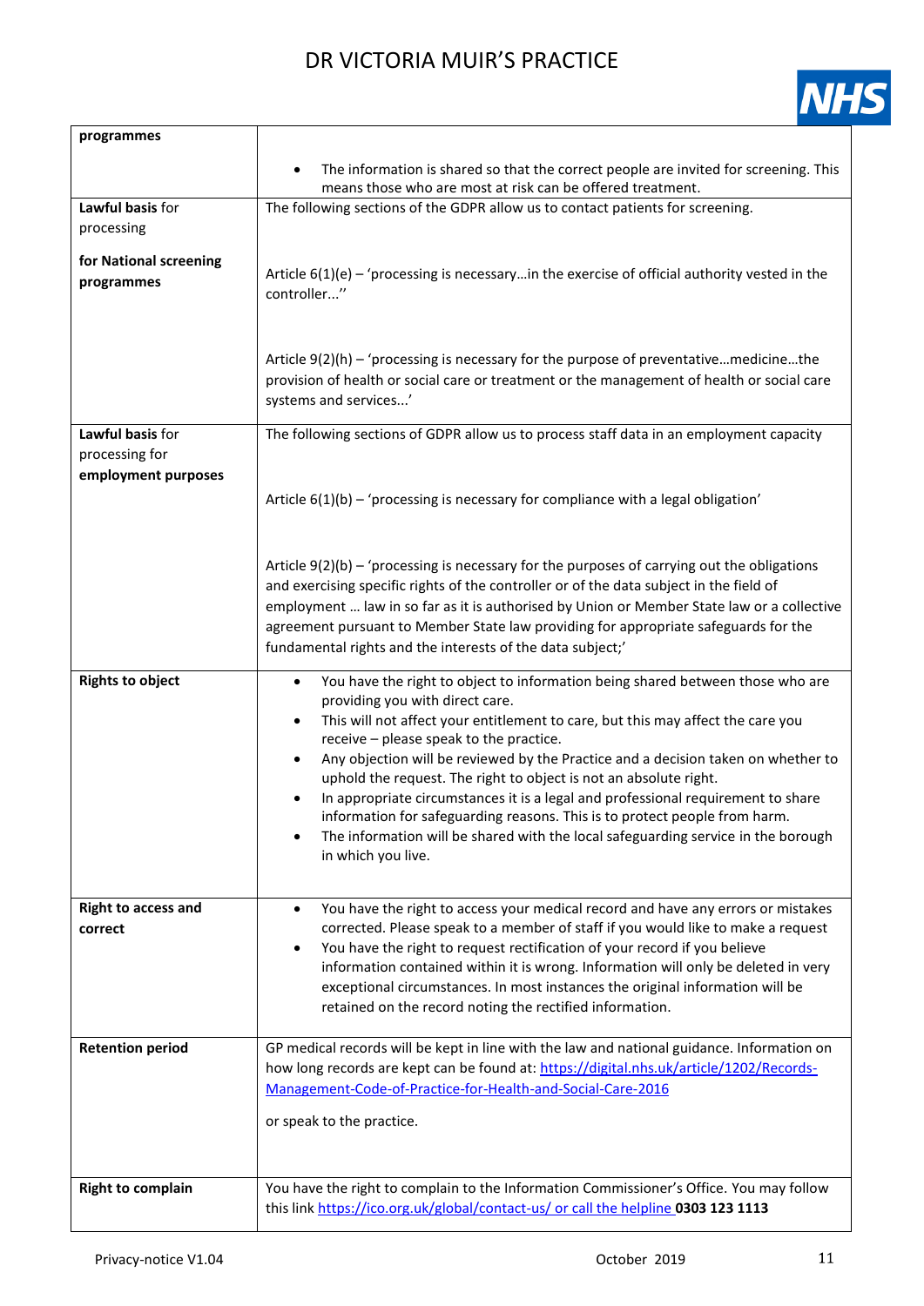| | |
|---|---|
| **programmes** | • The information is shared so that the correct people are invited for screening. This means those who are most at risk can be offered treatment. |
| **Lawful basis** for processing<br><br>**for National screening programmes** | The following sections of the GDPR allow us to contact patients for screening.<br><br>Article 6(1)(e) – 'processing is necessary…in the exercise of official authority vested in the controller...''<br><br>Article 9(2)(h) – 'processing is necessary for the purpose of preventative…medicine…the provision of health or social care or treatment or the management of health or social care systems and services...' |
| **Lawful basis** for processing for **employment purposes** | The following sections of GDPR allow us to process staff data in an employment capacity<br><br>Article 6(1)(b) – 'processing is necessary for compliance with a legal obligation'<br><br>Article 9(2)(b) – 'processing is necessary for the purposes of carrying out the obligations and exercising specific rights of the controller or of the data subject in the field of employment … law in so far as it is authorised by Union or Member State law or a collective agreement pursuant to Member State law providing for appropriate safeguards for the fundamental rights and the interests of the data subject;' |
| **Rights to object** | • You have the right to object to information being shared between those who are providing you with direct care.<br>• This will not affect your entitlement to care, but this may affect the care you receive – please speak to the practice.<br>• Any objection will be reviewed by the Practice and a decision taken on whether to uphold the request. The right to object is not an absolute right.<br>• In appropriate circumstances it is a legal and professional requirement to share information for safeguarding reasons. This is to protect people from harm.<br>• The information will be shared with the local safeguarding service in the borough in which you live. |
| **Right to access and correct** | • You have the right to access your medical record and have any errors or mistakes corrected. Please speak to a member of staff if you would like to make a request<br>• You have the right to request rectification of your record if you believe information contained within it is wrong. Information will only be deleted in very exceptional circumstances. In most instances the original information will be retained on the record noting the rectified information. |
| **Retention period** | GP medical records will be kept in line with the law and national guidance. Information on how long records are kept can be found at: https://digital.nhs.uk/article/1202/Records-Management-Code-of-Practice-for-Health-and-Social-Care-2016<br><br>or speak to the practice. |
| **Right to complain** | You have the right to complain to the Information Commissioner's Office. You may follow this link https://ico.org.uk/global/contact-us/ or call the helpline **0303 123 1113** |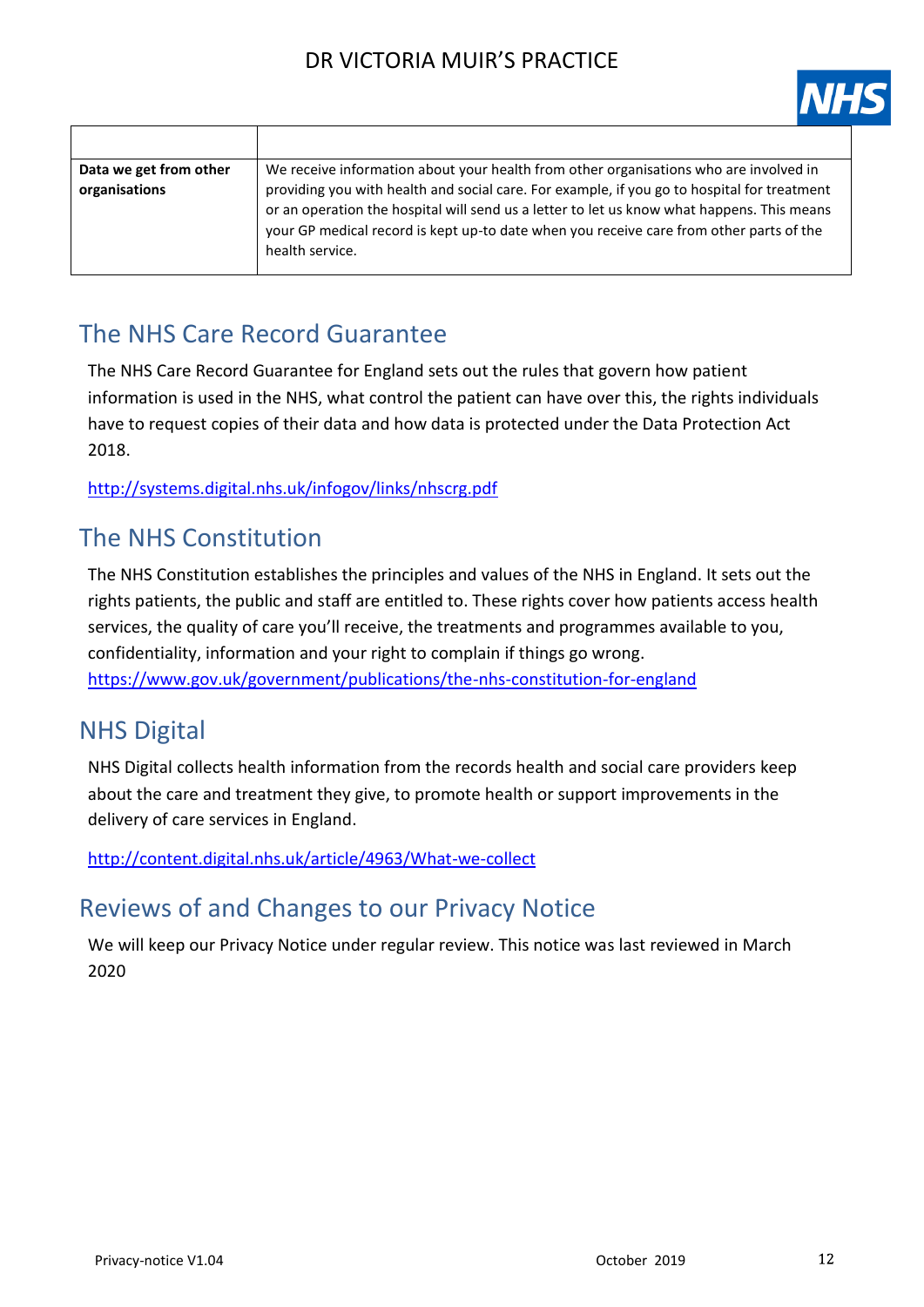| | |
|---|---|
| **Data we get from other organisations** | We receive information about your health from other organisations who are involved in providing you with health and social care. For example, if you go to hospital for treatment or an operation the hospital will send us a letter to let us know what happens. This means your GP medical record is kept up-to date when you receive care from other parts of the health service. |

## The NHS Care Record Guarantee

The NHS Care Record Guarantee for England sets out the rules that govern how patient information is used in the NHS, what control the patient can have over this, the rights individuals have to request copies of their data and how data is protected under the Data Protection Act 2018.

http://systems.digital.nhs.uk/infogov/links/nhscrg.pdf

## The NHS Constitution

The NHS Constitution establishes the principles and values of the NHS in England. It sets out the rights patients, the public and staff are entitled to. These rights cover how patients access health services, the quality of care you'll receive, the treatments and programmes available to you, confidentiality, information and your right to complain if things go wrong.
https://www.gov.uk/government/publications/the-nhs-constitution-for-england

## NHS Digital

NHS Digital collects health information from the records health and social care providers keep about the care and treatment they give, to promote health or support improvements in the delivery of care services in England.

http://content.digital.nhs.uk/article/4963/What-we-collect

## Reviews of and Changes to our Privacy Notice

We will keep our Privacy Notice under regular review. This notice was last reviewed in March 2020